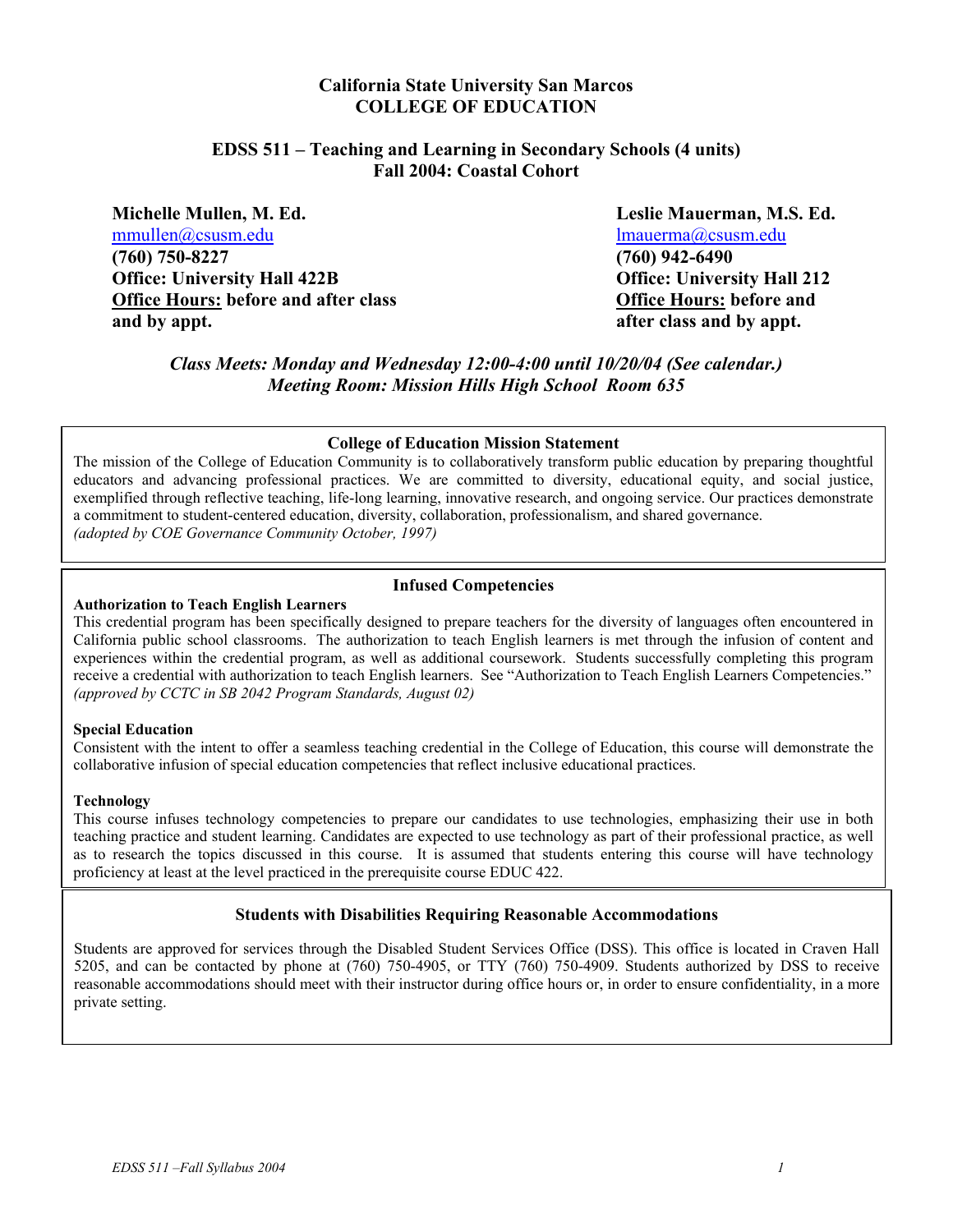# California State University San Marcos
# COLLEGE OF EDUCATION

## EDSS 511 – Teaching and Learning in Secondary Schools (4 units)
## Fall 2004: Coastal Cohort

**Michelle Mullen, M. Ed.**
mmullen@csusm.edu
**(760) 750-8227**
**Office: University Hall 422B**
**Office Hours: before and after class and by appt.**

**Leslie Mauerman, M.S. Ed.**
lmauerma@csusm.edu
**(760) 942-6490**
**Office: University Hall 212**
**Office Hours: before and after class and by appt.**

***Class Meets: Monday and Wednesday 12:00-4:00 until 10/20/04 (See calendar.)***
***Meeting Room: Mission Hills High School Room 635***

### College of Education Mission Statement

The mission of the College of Education Community is to collaboratively transform public education by preparing thoughtful educators and advancing professional practices. We are committed to diversity, educational equity, and social justice, exemplified through reflective teaching, life-long learning, innovative research, and ongoing service. Our practices demonstrate a commitment to student-centered education, diversity, collaboration, professionalism, and shared governance.
*(adopted by COE Governance Community October, 1997)*

### Infused Competencies

**Authorization to Teach English Learners**
This credential program has been specifically designed to prepare teachers for the diversity of languages often encountered in California public school classrooms. The authorization to teach English learners is met through the infusion of content and experiences within the credential program, as well as additional coursework. Students successfully completing this program receive a credential with authorization to teach English learners. See "Authorization to Teach English Learners Competencies."
*(approved by CCTC in SB 2042 Program Standards, August 02)*

**Special Education**
Consistent with the intent to offer a seamless teaching credential in the College of Education, this course will demonstrate the collaborative infusion of special education competencies that reflect inclusive educational practices.

**Technology**
This course infuses technology competencies to prepare our candidates to use technologies, emphasizing their use in both teaching practice and student learning. Candidates are expected to use technology as part of their professional practice, as well as to research the topics discussed in this course. It is assumed that students entering this course will have technology proficiency at least at the level practiced in the prerequisite course EDUC 422.

### Students with Disabilities Requiring Reasonable Accommodations

Students are approved for services through the Disabled Student Services Office (DSS). This office is located in Craven Hall 5205, and can be contacted by phone at (760) 750-4905, or TTY (760) 750-4909. Students authorized by DSS to receive reasonable accommodations should meet with their instructor during office hours or, in order to ensure confidentiality, in a more private setting.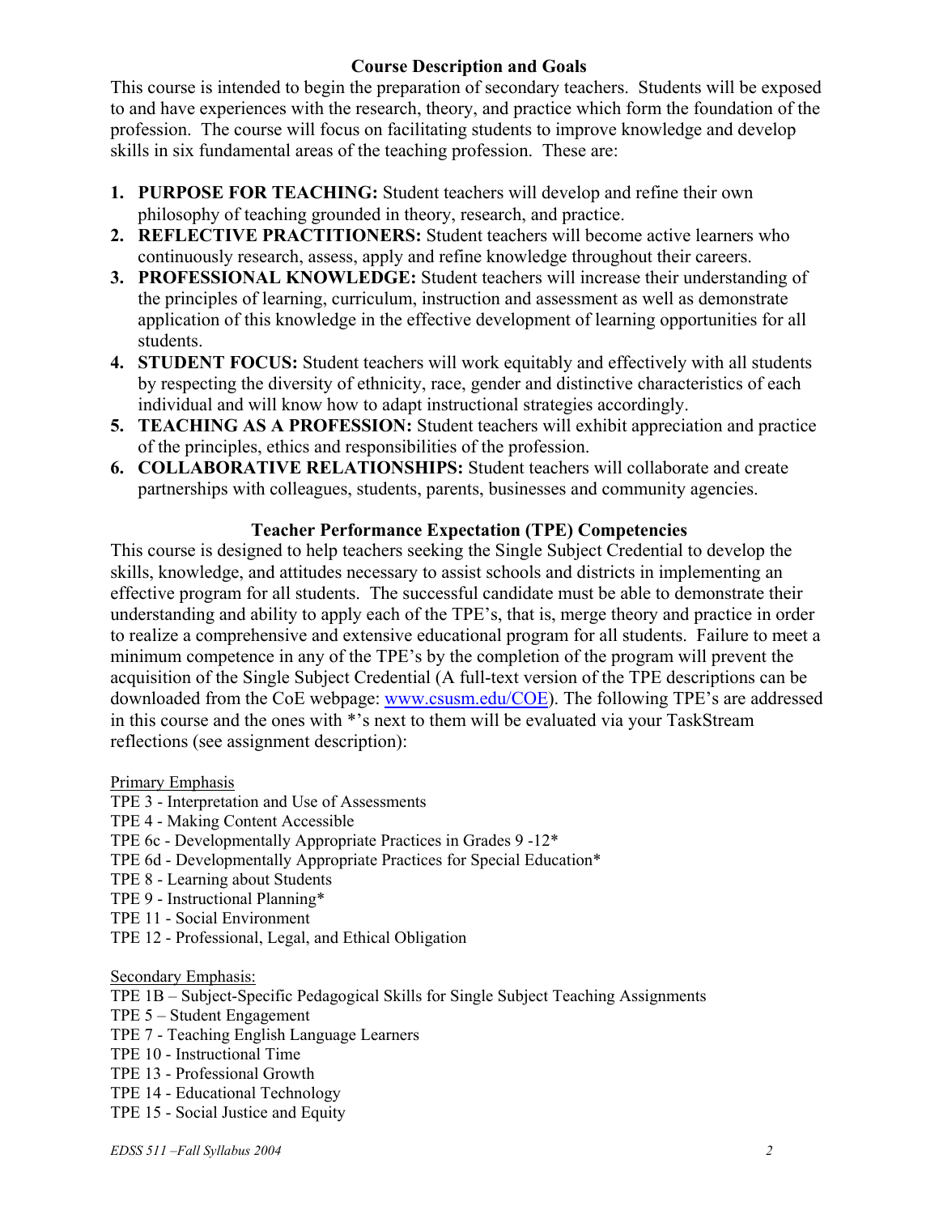## Course Description and Goals

This course is intended to begin the preparation of secondary teachers. Students will be exposed to and have experiences with the research, theory, and practice which form the foundation of the profession. The course will focus on facilitating students to improve knowledge and develop skills in six fundamental areas of the teaching profession. These are:

1. **PURPOSE FOR TEACHING:** Student teachers will develop and refine their own philosophy of teaching grounded in theory, research, and practice.
2. **REFLECTIVE PRACTITIONERS:** Student teachers will become active learners who continuously research, assess, apply and refine knowledge throughout their careers.
3. **PROFESSIONAL KNOWLEDGE:** Student teachers will increase their understanding of the principles of learning, curriculum, instruction and assessment as well as demonstrate application of this knowledge in the effective development of learning opportunities for all students.
4. **STUDENT FOCUS:** Student teachers will work equitably and effectively with all students by respecting the diversity of ethnicity, race, gender and distinctive characteristics of each individual and will know how to adapt instructional strategies accordingly.
5. **TEACHING AS A PROFESSION:** Student teachers will exhibit appreciation and practice of the principles, ethics and responsibilities of the profession.
6. **COLLABORATIVE RELATIONSHIPS:** Student teachers will collaborate and create partnerships with colleagues, students, parents, businesses and community agencies.

## Teacher Performance Expectation (TPE) Competencies

This course is designed to help teachers seeking the Single Subject Credential to develop the skills, knowledge, and attitudes necessary to assist schools and districts in implementing an effective program for all students. The successful candidate must be able to demonstrate their understanding and ability to apply each of the TPE's, that is, merge theory and practice in order to realize a comprehensive and extensive educational program for all students. Failure to meet a minimum competence in any of the TPE's by the completion of the program will prevent the acquisition of the Single Subject Credential (A full-text version of the TPE descriptions can be downloaded from the CoE webpage: [www.csusm.edu/COE](www.csusm.edu/COE)). The following TPE's are addressed in this course and the ones with *'s next to them will be evaluated via your TaskStream reflections (see assignment description):

<u>Primary Emphasis</u>

TPE 3 - Interpretation and Use of Assessments
TPE 4 - Making Content Accessible
TPE 6c - Developmentally Appropriate Practices in Grades 9 -12*
TPE 6d - Developmentally Appropriate Practices for Special Education*
TPE 8 - Learning about Students
TPE 9 - Instructional Planning*
TPE 11 - Social Environment
TPE 12 - Professional, Legal, and Ethical Obligation

<u>Secondary Emphasis:</u>

TPE 1B – Subject-Specific Pedagogical Skills for Single Subject Teaching Assignments
TPE 5 – Student Engagement
TPE 7 - Teaching English Language Learners
TPE 10 - Instructional Time
TPE 13 - Professional Growth
TPE 14 - Educational Technology
TPE 15 - Social Justice and Equity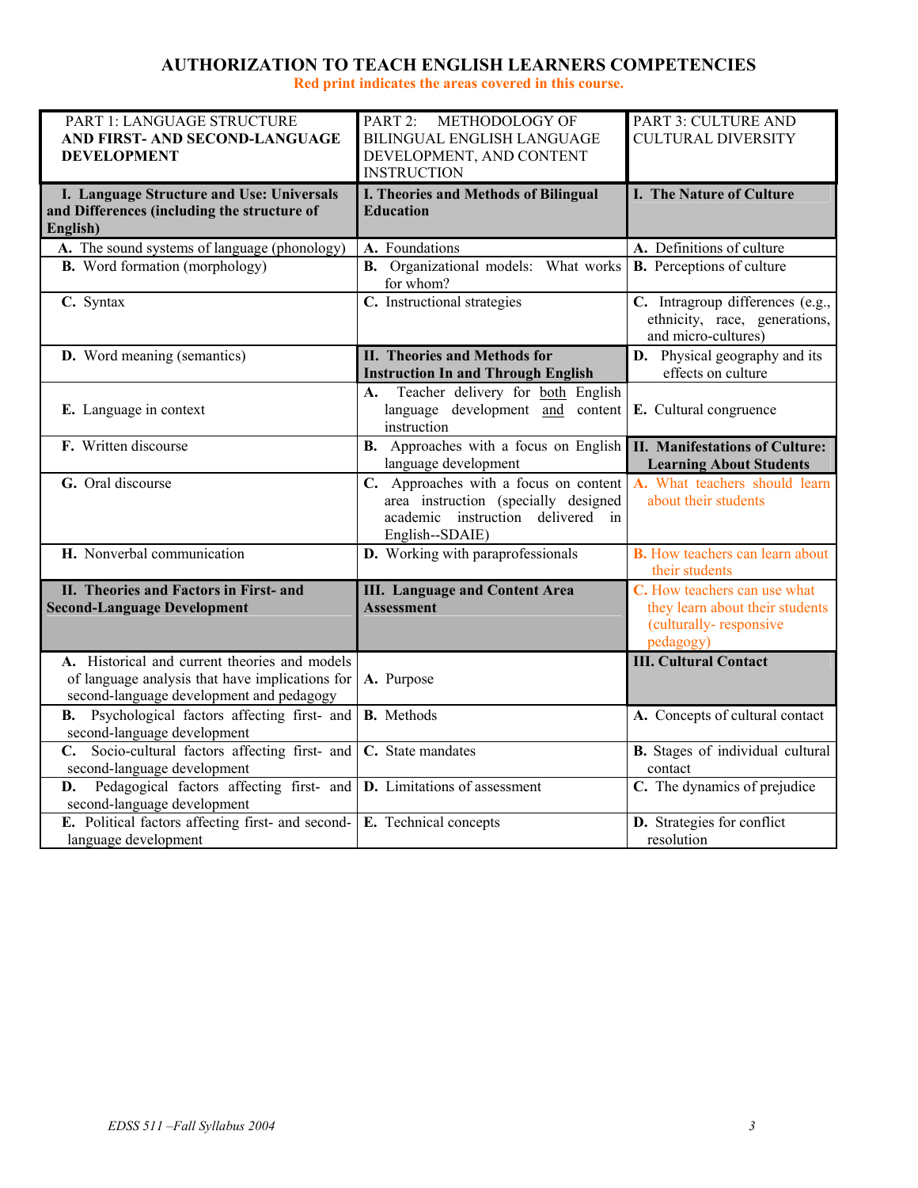# AUTHORIZATION TO TEACH ENGLISH LEARNERS COMPETENCIES

**Red print indicates the areas covered in this course.**

| PART 1: LANGUAGE STRUCTURE **AND FIRST- AND SECOND-LANGUAGE DEVELOPMENT** | PART 2: METHODOLOGY OF BILINGUAL ENGLISH LANGUAGE DEVELOPMENT, AND CONTENT INSTRUCTION | PART 3: CULTURE AND CULTURAL DIVERSITY |
|---|---|---|
| **I. Language Structure and Use: Universals and Differences (including the structure of English)** | **I. Theories and Methods of Bilingual Education** | **I. The Nature of Culture** |
| **A.** The sound systems of language (phonology) | **A.** Foundations | **A.** Definitions of culture |
| **B.** Word formation (morphology) | **B.** Organizational models: What works for whom? | **B.** Perceptions of culture |
| **C.** Syntax | **C.** Instructional strategies | **C.** Intragroup differences (e.g., ethnicity, race, generations, and micro-cultures) |
| **D.** Word meaning (semantics) | **II. Theories and Methods for Instruction In and Through English** | **D.** Physical geography and its effects on culture |
| **E.** Language in context | **A.** Teacher delivery for both English language development and content instruction | **E.** Cultural congruence |
| **F.** Written discourse | **B.** Approaches with a focus on English language development | **II. Manifestations of Culture: Learning About Students** |
| **G.** Oral discourse | **C.** Approaches with a focus on content area instruction (specially designed academic instruction delivered in English--SDAIE) | **A.** What teachers should learn about their students |
| **H.** Nonverbal communication | **D.** Working with paraprofessionals | **B.** How teachers can learn about their students |
| **II. Theories and Factors in First- and Second-Language Development** | **III. Language and Content Area Assessment** | **C.** How teachers can use what they learn about their students (culturally- responsive pedagogy) |
| **A.** Historical and current theories and models of language analysis that have implications for second-language development and pedagogy | **A.** Purpose | **III. Cultural Contact** |
| **B.** Psychological factors affecting first- and second-language development | **B.** Methods | **A.** Concepts of cultural contact |
| **C.** Socio-cultural factors affecting first- and second-language development | **C.** State mandates | **B.** Stages of individual cultural contact |
| **D.** Pedagogical factors affecting first- and second-language development | **D.** Limitations of assessment | **C.** The dynamics of prejudice |
| **E.** Political factors affecting first- and second-language development | **E.** Technical concepts | **D.** Strategies for conflict resolution |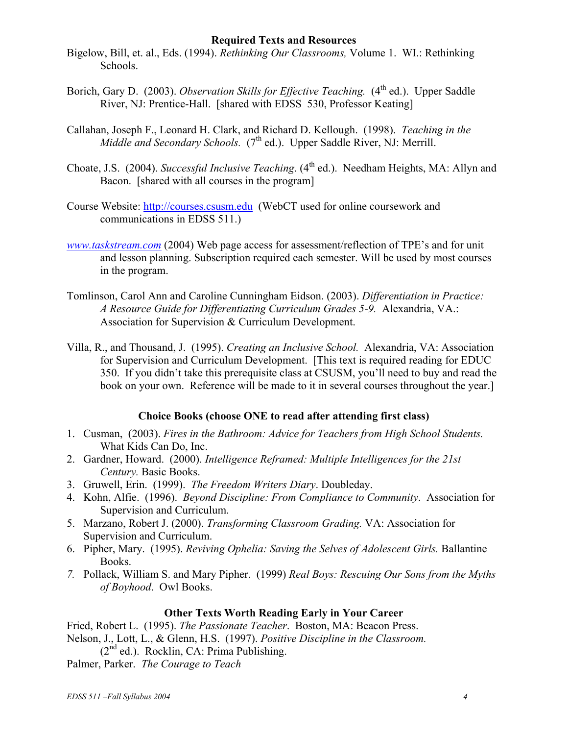## Required Texts and Resources

Bigelow, Bill, et. al., Eds. (1994). *Rethinking Our Classrooms,* Volume 1. WI.: Rethinking Schools.

Borich, Gary D. (2003). *Observation Skills for Effective Teaching.* (4th ed.). Upper Saddle River, NJ: Prentice-Hall. [shared with EDSS 530, Professor Keating]

Callahan, Joseph F., Leonard H. Clark, and Richard D. Kellough. (1998). *Teaching in the Middle and Secondary Schools.* (7th ed.). Upper Saddle River, NJ: Merrill.

Choate, J.S. (2004). *Successful Inclusive Teaching*. (4th ed.). Needham Heights, MA: Allyn and Bacon. [shared with all courses in the program]

Course Website: http://courses.csusm.edu (WebCT used for online coursework and communications in EDSS 511.)

*www.taskstream.com* (2004) Web page access for assessment/reflection of TPE's and for unit and lesson planning. Subscription required each semester. Will be used by most courses in the program.

Tomlinson, Carol Ann and Caroline Cunningham Eidson. (2003). *Differentiation in Practice: A Resource Guide for Differentiating Curriculum Grades 5-9.* Alexandria, VA.: Association for Supervision & Curriculum Development.

Villa, R., and Thousand, J. (1995). *Creating an Inclusive School.* Alexandria, VA: Association for Supervision and Curriculum Development. [This text is required reading for EDUC 350. If you didn't take this prerequisite class at CSUSM, you'll need to buy and read the book on your own. Reference will be made to it in several courses throughout the year.]

### Choice Books (choose ONE to read after attending first class)

1. Cusman, (2003). *Fires in the Bathroom: Advice for Teachers from High School Students.* What Kids Can Do, Inc.
2. Gardner, Howard. (2000). *Intelligence Reframed: Multiple Intelligences for the 21st Century.* Basic Books.
3. Gruwell, Erin. (1999). *The Freedom Writers Diary*. Doubleday.
4. Kohn, Alfie. (1996). *Beyond Discipline: From Compliance to Community*. Association for Supervision and Curriculum.
5. Marzano, Robert J. (2000). *Transforming Classroom Grading.* VA: Association for Supervision and Curriculum.
6. Pipher, Mary. (1995). *Reviving Ophelia: Saving the Selves of Adolescent Girls.* Ballantine Books.
7. Pollack, William S. and Mary Pipher. (1999) *Real Boys: Rescuing Our Sons from the Myths of Boyhood*. Owl Books.

### Other Texts Worth Reading Early in Your Career

Fried, Robert L. (1995). *The Passionate Teacher*. Boston, MA: Beacon Press.
Nelson, J., Lott, L., & Glenn, H.S. (1997). *Positive Discipline in the Classroom.* (2nd ed.). Rocklin, CA: Prima Publishing.
Palmer, Parker. *The Courage to Teach*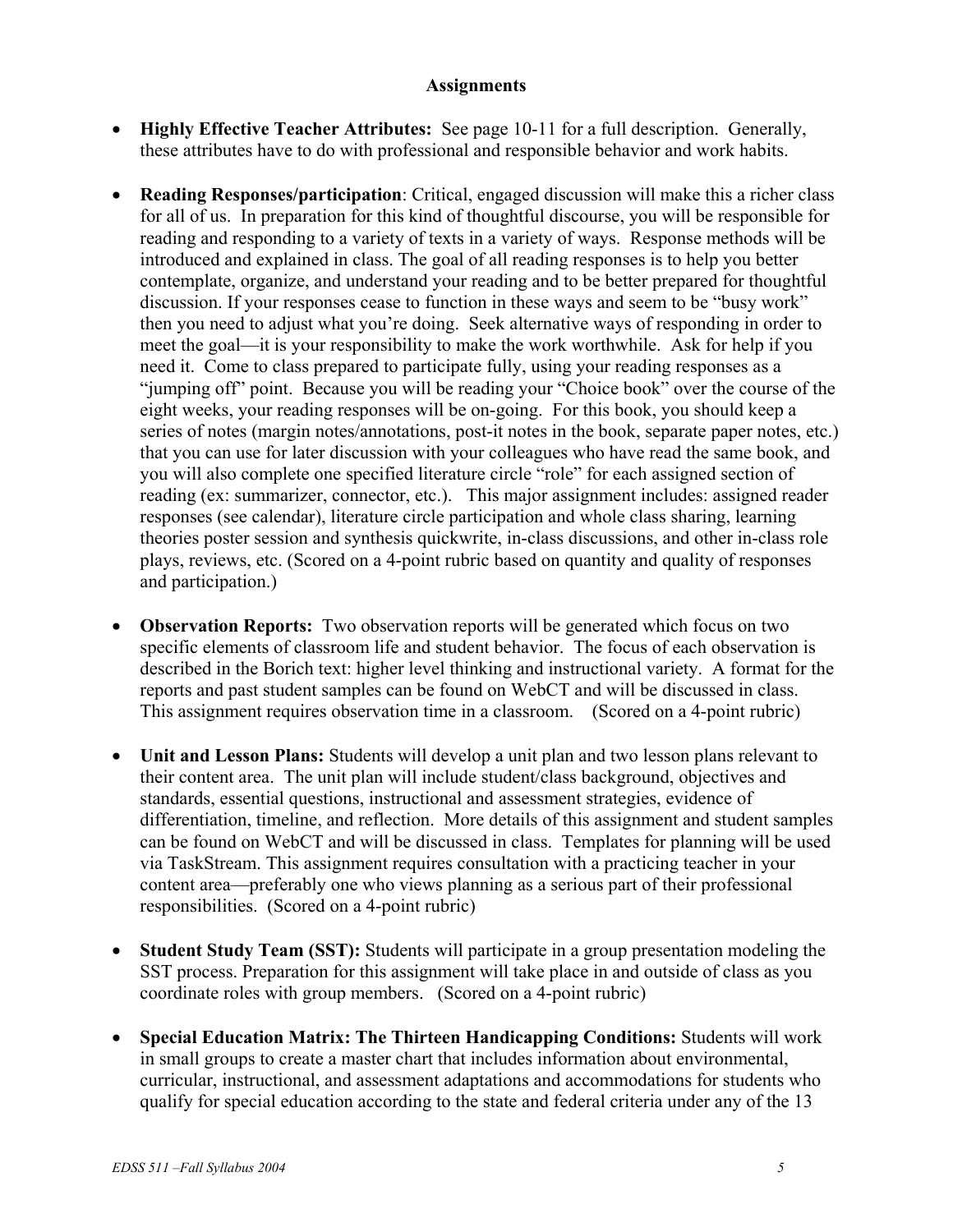**Assignments**

- **Highly Effective Teacher Attributes:** See page 10-11 for a full description. Generally, these attributes have to do with professional and responsible behavior and work habits.

- **Reading Responses/participation**: Critical, engaged discussion will make this a richer class for all of us. In preparation for this kind of thoughtful discourse, you will be responsible for reading and responding to a variety of texts in a variety of ways. Response methods will be introduced and explained in class. The goal of all reading responses is to help you better contemplate, organize, and understand your reading and to be better prepared for thoughtful discussion. If your responses cease to function in these ways and seem to be "busy work" then you need to adjust what you're doing. Seek alternative ways of responding in order to meet the goal—it is your responsibility to make the work worthwhile. Ask for help if you need it. Come to class prepared to participate fully, using your reading responses as a "jumping off" point. Because you will be reading your "Choice book" over the course of the eight weeks, your reading responses will be on-going. For this book, you should keep a series of notes (margin notes/annotations, post-it notes in the book, separate paper notes, etc.) that you can use for later discussion with your colleagues who have read the same book, and you will also complete one specified literature circle "role" for each assigned section of reading (ex: summarizer, connector, etc.). This major assignment includes: assigned reader responses (see calendar), literature circle participation and whole class sharing, learning theories poster session and synthesis quickwrite, in-class discussions, and other in-class role plays, reviews, etc. (Scored on a 4-point rubric based on quantity and quality of responses and participation.)

- **Observation Reports:** Two observation reports will be generated which focus on two specific elements of classroom life and student behavior. The focus of each observation is described in the Borich text: higher level thinking and instructional variety. A format for the reports and past student samples can be found on WebCT and will be discussed in class. This assignment requires observation time in a classroom. (Scored on a 4-point rubric)

- **Unit and Lesson Plans:** Students will develop a unit plan and two lesson plans relevant to their content area. The unit plan will include student/class background, objectives and standards, essential questions, instructional and assessment strategies, evidence of differentiation, timeline, and reflection. More details of this assignment and student samples can be found on WebCT and will be discussed in class. Templates for planning will be used via TaskStream. This assignment requires consultation with a practicing teacher in your content area—preferably one who views planning as a serious part of their professional responsibilities. (Scored on a 4-point rubric)

- **Student Study Team (SST):** Students will participate in a group presentation modeling the SST process. Preparation for this assignment will take place in and outside of class as you coordinate roles with group members. (Scored on a 4-point rubric)

- **Special Education Matrix: The Thirteen Handicapping Conditions:** Students will work in small groups to create a master chart that includes information about environmental, curricular, instructional, and assessment adaptations and accommodations for students who qualify for special education according to the state and federal criteria under any of the 13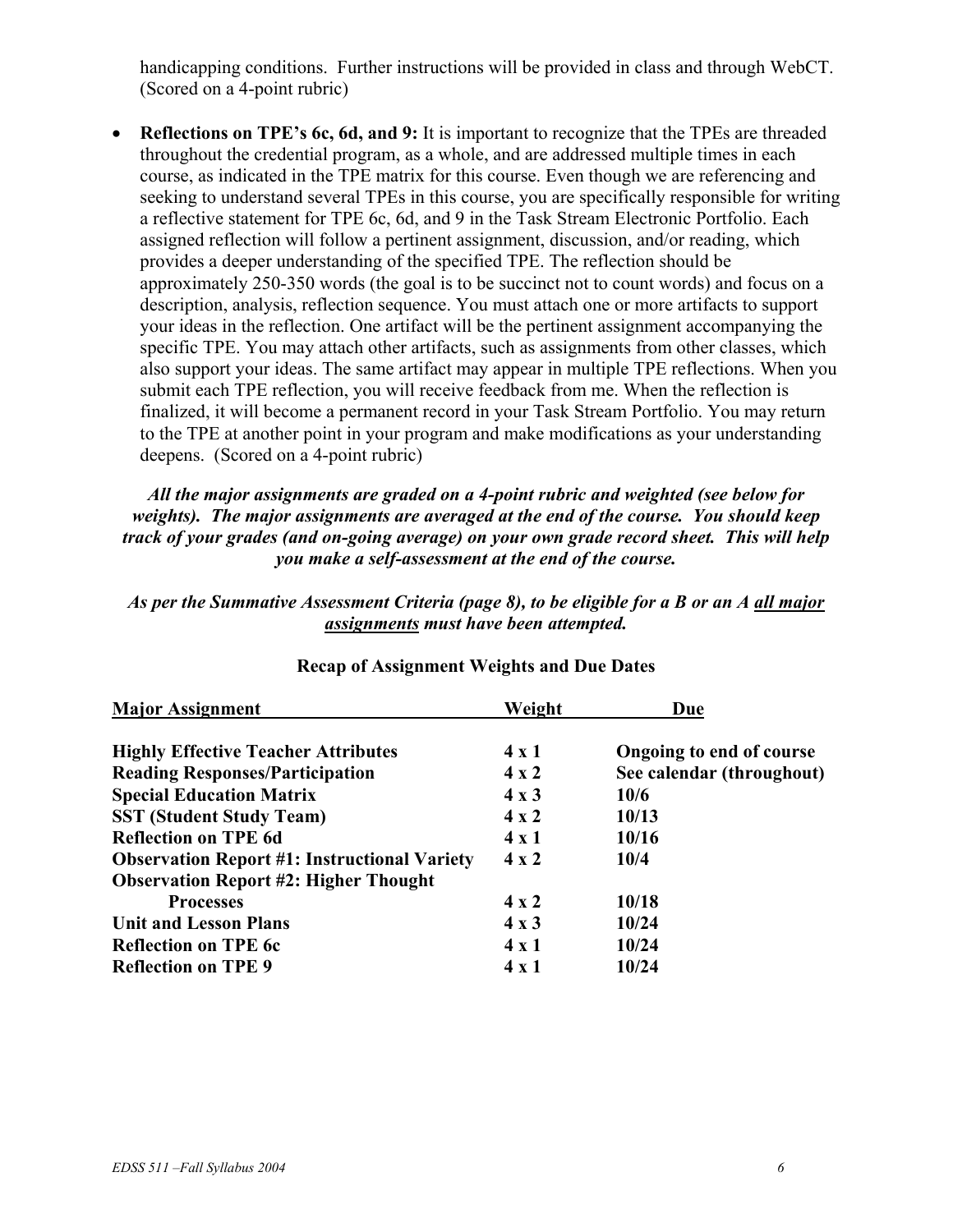handicapping conditions. Further instructions will be provided in class and through WebCT. (Scored on a 4-point rubric)

- **Reflections on TPE's 6c, 6d, and 9:** It is important to recognize that the TPEs are threaded throughout the credential program, as a whole, and are addressed multiple times in each course, as indicated in the TPE matrix for this course. Even though we are referencing and seeking to understand several TPEs in this course, you are specifically responsible for writing a reflective statement for TPE 6c, 6d, and 9 in the Task Stream Electronic Portfolio. Each assigned reflection will follow a pertinent assignment, discussion, and/or reading, which provides a deeper understanding of the specified TPE. The reflection should be approximately 250-350 words (the goal is to be succinct not to count words) and focus on a description, analysis, reflection sequence. You must attach one or more artifacts to support your ideas in the reflection. One artifact will be the pertinent assignment accompanying the specific TPE. You may attach other artifacts, such as assignments from other classes, which also support your ideas. The same artifact may appear in multiple TPE reflections. When you submit each TPE reflection, you will receive feedback from me. When the reflection is finalized, it will become a permanent record in your Task Stream Portfolio. You may return to the TPE at another point in your program and make modifications as your understanding deepens. (Scored on a 4-point rubric)

***All the major assignments are graded on a 4-point rubric and weighted (see below for weights). The major assignments are averaged at the end of the course. You should keep track of your grades (and on-going average) on your own grade record sheet. This will help you make a self-assessment at the end of the course.***

***As per the Summative Assessment Criteria (page 8), to be eligible for a B or an A <u>all major assignments</u> must have been attempted.***

**Recap of Assignment Weights and Due Dates**

| Major Assignment | Weight | Due |
|---|---|---|
| **Highly Effective Teacher Attributes** | **4 x 1** | **Ongoing to end of course** |
| **Reading Responses/Participation** | **4 x 2** | **See calendar (throughout)** |
| **Special Education Matrix** | **4 x 3** | **10/6** |
| **SST (Student Study Team)** | **4 x 2** | **10/13** |
| **Reflection on TPE 6d** | **4 x 1** | **10/16** |
| **Observation Report #1: Instructional Variety** | **4 x 2** | **10/4** |
| **Observation Report #2: Higher Thought Processes** | **4 x 2** | **10/18** |
| **Unit and Lesson Plans** | **4 x 3** | **10/24** |
| **Reflection on TPE 6c** | **4 x 1** | **10/24** |
| **Reflection on TPE 9** | **4 x 1** | **10/24** |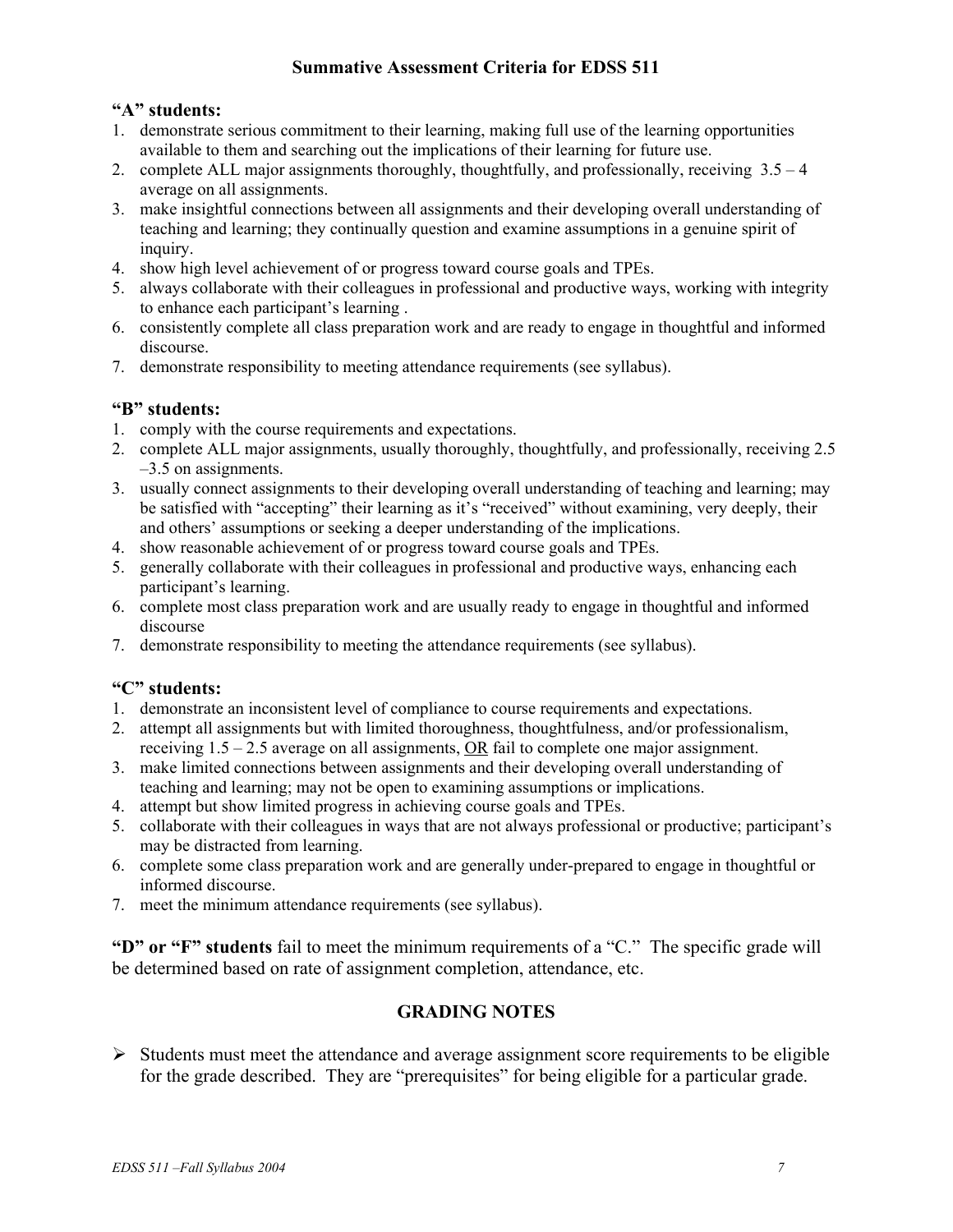## Summative Assessment Criteria for EDSS 511

**"A" students:**

1. demonstrate serious commitment to their learning, making full use of the learning opportunities available to them and searching out the implications of their learning for future use.
2. complete ALL major assignments thoroughly, thoughtfully, and professionally, receiving 3.5 – 4 average on all assignments.
3. make insightful connections between all assignments and their developing overall understanding of teaching and learning; they continually question and examine assumptions in a genuine spirit of inquiry.
4. show high level achievement of or progress toward course goals and TPEs.
5. always collaborate with their colleagues in professional and productive ways, working with integrity to enhance each participant's learning .
6. consistently complete all class preparation work and are ready to engage in thoughtful and informed discourse.
7. demonstrate responsibility to meeting attendance requirements (see syllabus).

**"B" students:**

1. comply with the course requirements and expectations.
2. complete ALL major assignments, usually thoroughly, thoughtfully, and professionally, receiving 2.5 –3.5 on assignments.
3. usually connect assignments to their developing overall understanding of teaching and learning; may be satisfied with "accepting" their learning as it's "received" without examining, very deeply, their and others' assumptions or seeking a deeper understanding of the implications.
4. show reasonable achievement of or progress toward course goals and TPEs.
5. generally collaborate with their colleagues in professional and productive ways, enhancing each participant's learning.
6. complete most class preparation work and are usually ready to engage in thoughtful and informed discourse
7. demonstrate responsibility to meeting the attendance requirements (see syllabus).

**"C" students:**

1. demonstrate an inconsistent level of compliance to course requirements and expectations.
2. attempt all assignments but with limited thoroughness, thoughtfulness, and/or professionalism, receiving 1.5 – 2.5 average on all assignments, <u>OR</u> fail to complete one major assignment.
3. make limited connections between assignments and their developing overall understanding of teaching and learning; may not be open to examining assumptions or implications.
4. attempt but show limited progress in achieving course goals and TPEs.
5. collaborate with their colleagues in ways that are not always professional or productive; participant's may be distracted from learning.
6. complete some class preparation work and are generally under-prepared to engage in thoughtful or informed discourse.
7. meet the minimum attendance requirements (see syllabus).

**"D" or "F" students** fail to meet the minimum requirements of a "C." The specific grade will be determined based on rate of assignment completion, attendance, etc.

## GRADING NOTES

- Students must meet the attendance and average assignment score requirements to be eligible for the grade described. They are "prerequisites" for being eligible for a particular grade.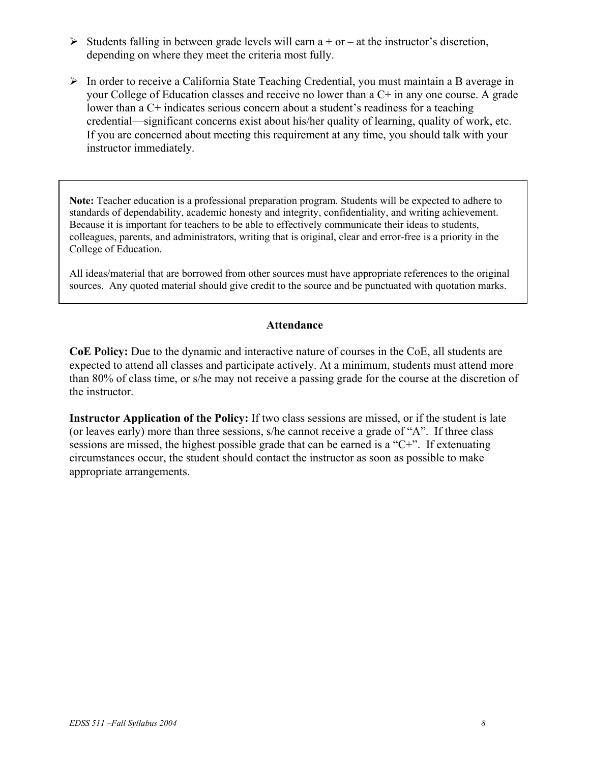- Students falling in between grade levels will earn a + or – at the instructor's discretion, depending on where they meet the criteria most fully.

- In order to receive a California State Teaching Credential, you must maintain a B average in your College of Education classes and receive no lower than a C+ in any one course. A grade lower than a C+ indicates serious concern about a student's readiness for a teaching credential—significant concerns exist about his/her quality of learning, quality of work, etc. If you are concerned about meeting this requirement at any time, you should talk with your instructor immediately.

**Note:** Teacher education is a professional preparation program. Students will be expected to adhere to standards of dependability, academic honesty and integrity, confidentiality, and writing achievement. Because it is important for teachers to be able to effectively communicate their ideas to students, colleagues, parents, and administrators, writing that is original, clear and error-free is a priority in the College of Education.

All ideas/material that are borrowed from other sources must have appropriate references to the original sources. Any quoted material should give credit to the source and be punctuated with quotation marks.

### Attendance

**CoE Policy:** Due to the dynamic and interactive nature of courses in the CoE, all students are expected to attend all classes and participate actively. At a minimum, students must attend more than 80% of class time, or s/he may not receive a passing grade for the course at the discretion of the instructor.

**Instructor Application of the Policy:** If two class sessions are missed, or if the student is late (or leaves early) more than three sessions, s/he cannot receive a grade of "A". If three class sessions are missed, the highest possible grade that can be earned is a "C+". If extenuating circumstances occur, the student should contact the instructor as soon as possible to make appropriate arrangements.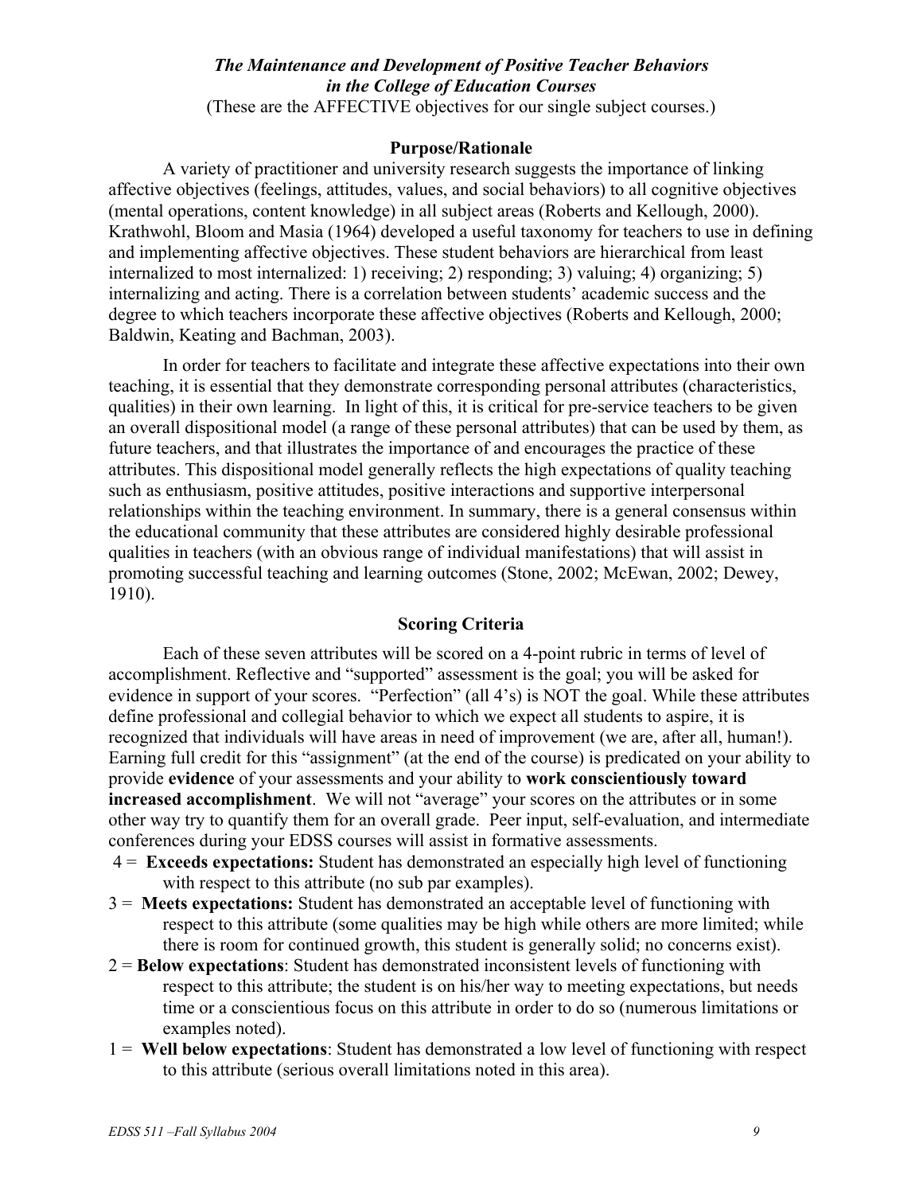***The Maintenance and Development of Positive Teacher Behaviors in the College of Education Courses***

(These are the AFFECTIVE objectives for our single subject courses.)

**Purpose/Rationale**

A variety of practitioner and university research suggests the importance of linking affective objectives (feelings, attitudes, values, and social behaviors) to all cognitive objectives (mental operations, content knowledge) in all subject areas (Roberts and Kellough, 2000). Krathwohl, Bloom and Masia (1964) developed a useful taxonomy for teachers to use in defining and implementing affective objectives. These student behaviors are hierarchical from least internalized to most internalized: 1) receiving; 2) responding; 3) valuing; 4) organizing; 5) internalizing and acting. There is a correlation between students' academic success and the degree to which teachers incorporate these affective objectives (Roberts and Kellough, 2000; Baldwin, Keating and Bachman, 2003).

In order for teachers to facilitate and integrate these affective expectations into their own teaching, it is essential that they demonstrate corresponding personal attributes (characteristics, qualities) in their own learning. In light of this, it is critical for pre-service teachers to be given an overall dispositional model (a range of these personal attributes) that can be used by them, as future teachers, and that illustrates the importance of and encourages the practice of these attributes. This dispositional model generally reflects the high expectations of quality teaching such as enthusiasm, positive attitudes, positive interactions and supportive interpersonal relationships within the teaching environment. In summary, there is a general consensus within the educational community that these attributes are considered highly desirable professional qualities in teachers (with an obvious range of individual manifestations) that will assist in promoting successful teaching and learning outcomes (Stone, 2002; McEwan, 2002; Dewey, 1910).

**Scoring Criteria**

Each of these seven attributes will be scored on a 4-point rubric in terms of level of accomplishment. Reflective and "supported" assessment is the goal; you will be asked for evidence in support of your scores. "Perfection" (all 4's) is NOT the goal. While these attributes define professional and collegial behavior to which we expect all students to aspire, it is recognized that individuals will have areas in need of improvement (we are, after all, human!). Earning full credit for this "assignment" (at the end of the course) is predicated on your ability to provide **evidence** of your assessments and your ability to **work conscientiously toward increased accomplishment**. We will not "average" your scores on the attributes or in some other way try to quantify them for an overall grade. Peer input, self-evaluation, and intermediate conferences during your EDSS courses will assist in formative assessments.

4 = **Exceeds expectations:** Student has demonstrated an especially high level of functioning with respect to this attribute (no sub par examples).

3 = **Meets expectations:** Student has demonstrated an acceptable level of functioning with respect to this attribute (some qualities may be high while others are more limited; while there is room for continued growth, this student is generally solid; no concerns exist).

2 = **Below expectations**: Student has demonstrated inconsistent levels of functioning with respect to this attribute; the student is on his/her way to meeting expectations, but needs time or a conscientious focus on this attribute in order to do so (numerous limitations or examples noted).

1 = **Well below expectations**: Student has demonstrated a low level of functioning with respect to this attribute (serious overall limitations noted in this area).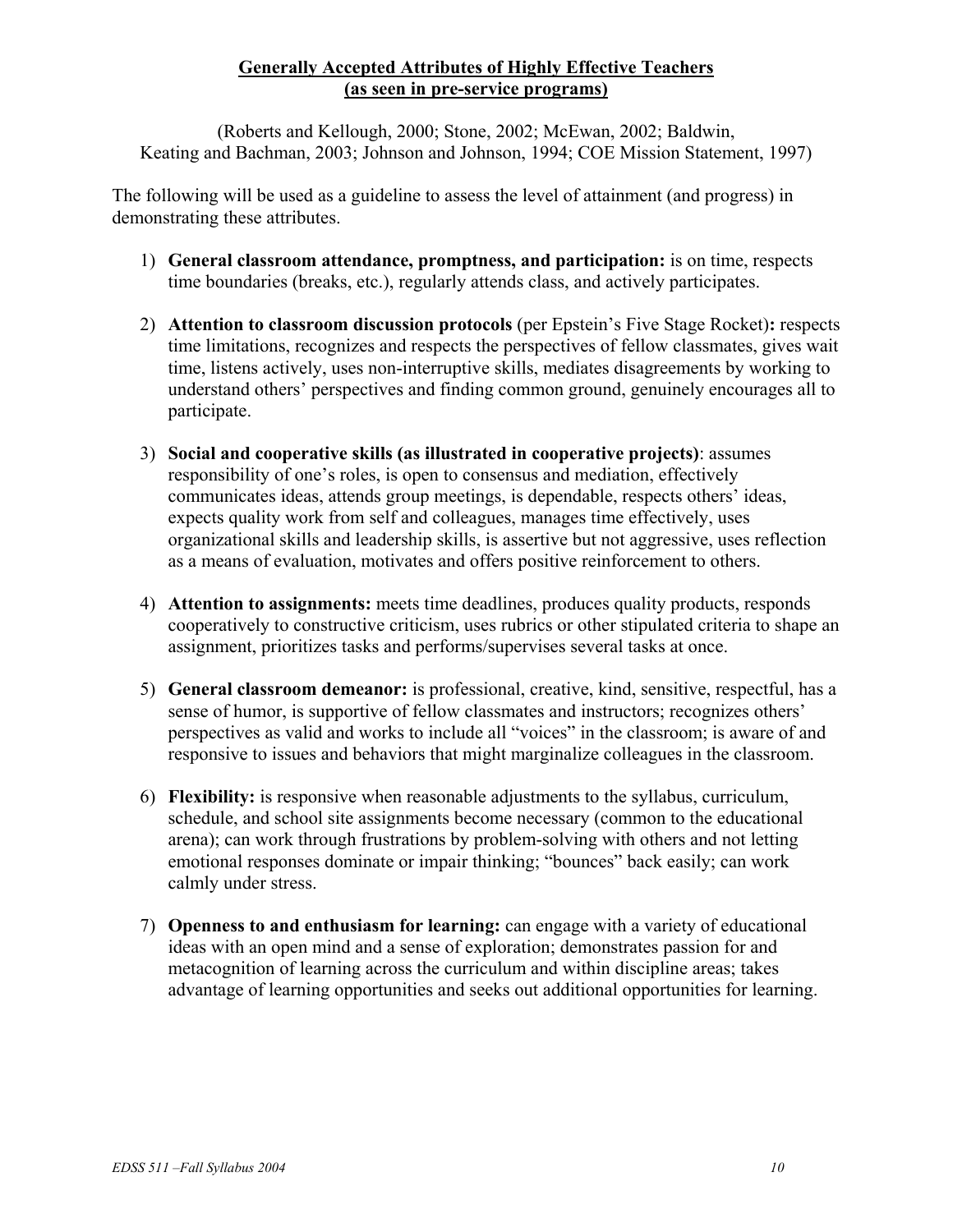## Generally Accepted Attributes of Highly Effective Teachers (as seen in pre-service programs)

(Roberts and Kellough, 2000; Stone, 2002; McEwan, 2002; Baldwin, Keating and Bachman, 2003; Johnson and Johnson, 1994; COE Mission Statement, 1997)

The following will be used as a guideline to assess the level of attainment (and progress) in demonstrating these attributes.

1) **General classroom attendance, promptness, and participation:** is on time, respects time boundaries (breaks, etc.), regularly attends class, and actively participates.

2) **Attention to classroom discussion protocols** (per Epstein's Five Stage Rocket)**:** respects time limitations, recognizes and respects the perspectives of fellow classmates, gives wait time, listens actively, uses non-interruptive skills, mediates disagreements by working to understand others' perspectives and finding common ground, genuinely encourages all to participate.

3) **Social and cooperative skills (as illustrated in cooperative projects)**: assumes responsibility of one's roles, is open to consensus and mediation, effectively communicates ideas, attends group meetings, is dependable, respects others' ideas, expects quality work from self and colleagues, manages time effectively, uses organizational skills and leadership skills, is assertive but not aggressive, uses reflection as a means of evaluation, motivates and offers positive reinforcement to others.

4) **Attention to assignments:** meets time deadlines, produces quality products, responds cooperatively to constructive criticism, uses rubrics or other stipulated criteria to shape an assignment, prioritizes tasks and performs/supervises several tasks at once.

5) **General classroom demeanor:** is professional, creative, kind, sensitive, respectful, has a sense of humor, is supportive of fellow classmates and instructors; recognizes others' perspectives as valid and works to include all "voices" in the classroom; is aware of and responsive to issues and behaviors that might marginalize colleagues in the classroom.

6) **Flexibility:** is responsive when reasonable adjustments to the syllabus, curriculum, schedule, and school site assignments become necessary (common to the educational arena); can work through frustrations by problem-solving with others and not letting emotional responses dominate or impair thinking; "bounces" back easily; can work calmly under stress.

7) **Openness to and enthusiasm for learning:** can engage with a variety of educational ideas with an open mind and a sense of exploration; demonstrates passion for and metacognition of learning across the curriculum and within discipline areas; takes advantage of learning opportunities and seeks out additional opportunities for learning.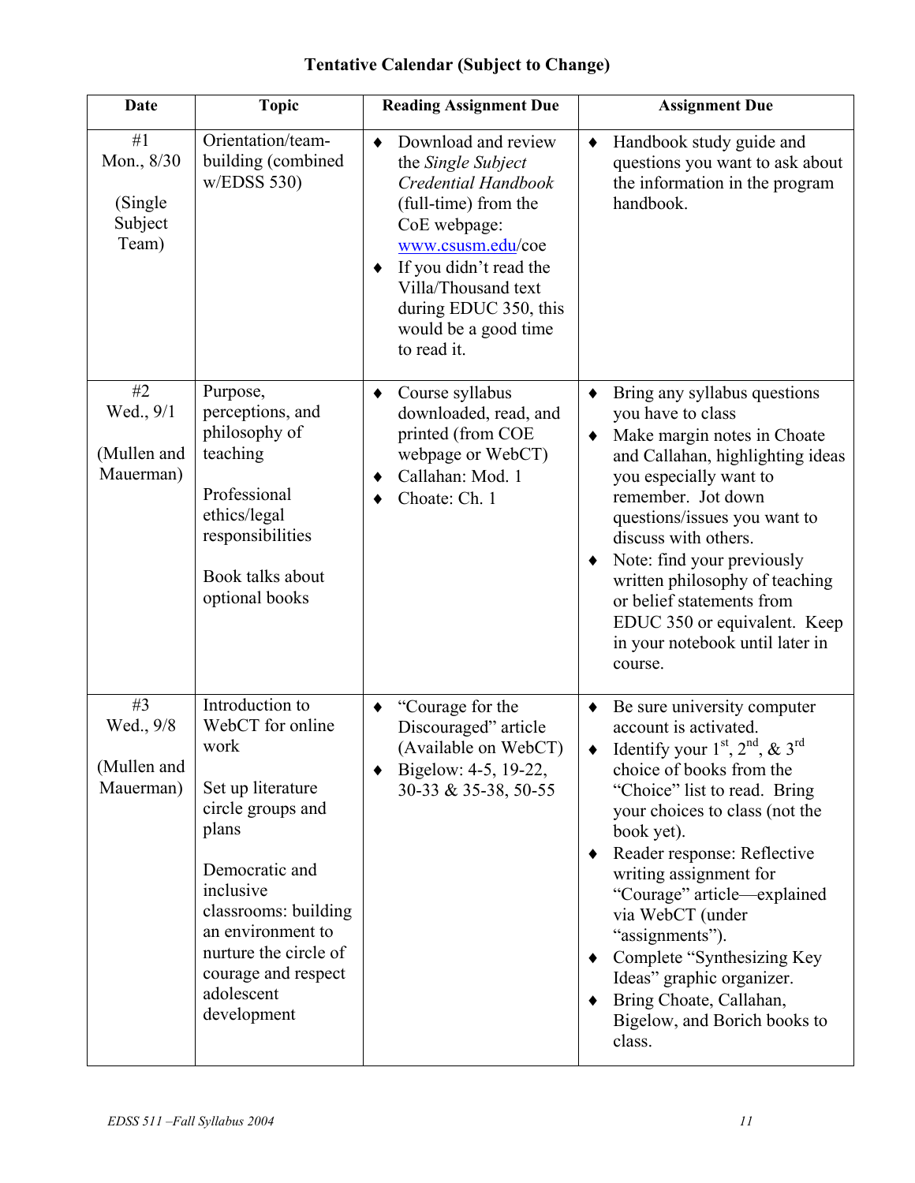## Tentative Calendar (Subject to Change)

| Date | Topic | Reading Assignment Due | Assignment Due |
|---|---|---|---|
| #1 Mon., 8/30<br><br>(Single Subject Team) | Orientation/team-building (combined w/EDSS 530) | ♦ Download and review the *Single Subject Credential Handbook* (full-time) from the CoE webpage: www.csusm.edu/coe<br>♦ If you didn't read the Villa/Thousand text during EDUC 350, this would be a good time to read it. | ♦ Handbook study guide and questions you want to ask about the information in the program handbook. |
| #2 Wed., 9/1<br><br>(Mullen and Mauerman) | Purpose, perceptions, and philosophy of teaching<br><br>Professional ethics/legal responsibilities<br><br>Book talks about optional books | ♦ Course syllabus downloaded, read, and printed (from COE webpage or WebCT)<br>♦ Callahan: Mod. 1<br>♦ Choate: Ch. 1 | ♦ Bring any syllabus questions you have to class<br>♦ Make margin notes in Choate and Callahan, highlighting ideas you especially want to remember. Jot down questions/issues you want to discuss with others.<br>♦ Note: find your previously written philosophy of teaching or belief statements from EDUC 350 or equivalent. Keep in your notebook until later in course. |
| #3 Wed., 9/8<br><br>(Mullen and Mauerman) | Introduction to WebCT for online work<br><br>Set up literature circle groups and plans<br><br>Democratic and inclusive classrooms: building an environment to nurture the circle of courage and respect adolescent development | ♦ "Courage for the Discouraged" article (Available on WebCT)<br>♦ Bigelow: 4-5, 19-22, 30-33 & 35-38, 50-55 | ♦ Be sure university computer account is activated.<br>♦ Identify your 1st, 2nd, & 3rd choice of books from the "Choice" list to read. Bring your choices to class (not the book yet).<br>♦ Reader response: Reflective writing assignment for "Courage" article—explained via WebCT (under "assignments").<br>♦ Complete "Synthesizing Key Ideas" graphic organizer.<br>♦ Bring Choate, Callahan, Bigelow, and Borich books to class. |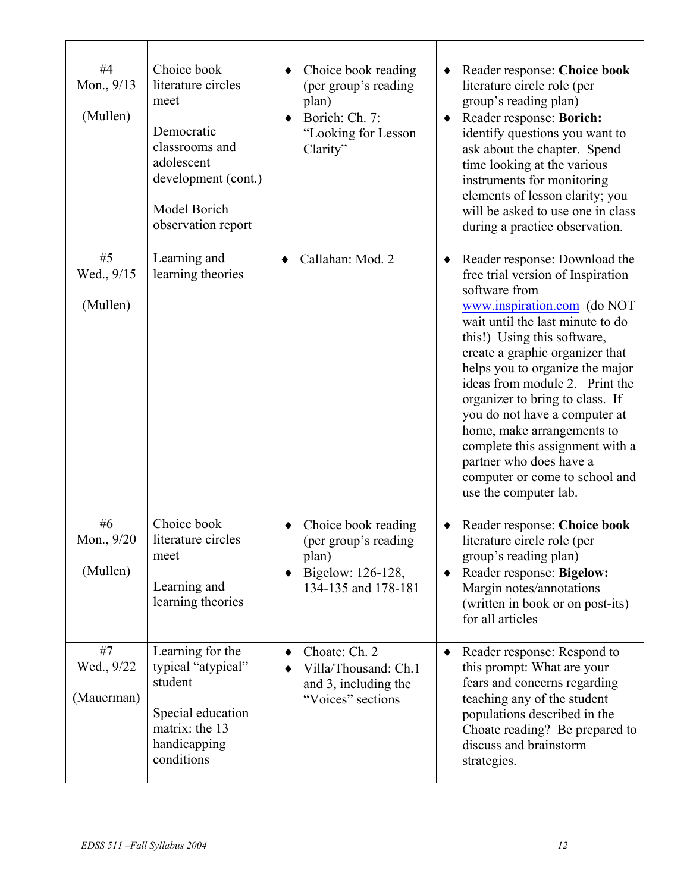| | | | |
|---|---|---|---|
| #4<br>Mon., 9/13<br><br>(Mullen) | Choice book literature circles meet<br><br>Democratic classrooms and adolescent development (cont.)<br><br>Model Borich observation report | ♦ Choice book reading (per group's reading plan)<br>♦ Borich: Ch. 7: "Looking for Lesson Clarity" | ♦ Reader response: **Choice book** literature circle role (per group's reading plan)<br>♦ Reader response: **Borich:** identify questions you want to ask about the chapter. Spend time looking at the various instruments for monitoring elements of lesson clarity; you will be asked to use one in class during a practice observation. |
| #5<br>Wed., 9/15<br><br>(Mullen) | Learning and learning theories | ♦ Callahan: Mod. 2 | ♦ Reader response: Download the free trial version of Inspiration software from www.inspiration.com (do NOT wait until the last minute to do this!) Using this software, create a graphic organizer that helps you to organize the major ideas from module 2. Print the organizer to bring to class. If you do not have a computer at home, make arrangements to complete this assignment with a partner who does have a computer or come to school and use the computer lab. |
| #6<br>Mon., 9/20<br><br>(Mullen) | Choice book literature circles meet<br><br>Learning and learning theories | ♦ Choice book reading (per group's reading plan)<br>♦ Bigelow: 126-128, 134-135 and 178-181 | ♦ Reader response: **Choice book** literature circle role (per group's reading plan)<br>♦ Reader response: **Bigelow:** Margin notes/annotations (written in book or on post-its) for all articles |
| #7<br>Wed., 9/22<br><br>(Mauerman) | Learning for the typical "atypical" student<br><br>Special education matrix: the 13 handicapping conditions | ♦ Choate: Ch. 2<br>♦ Villa/Thousand: Ch.1 and 3, including the "Voices" sections | ♦ Reader response: Respond to this prompt: What are your fears and concerns regarding teaching any of the student populations described in the Choate reading? Be prepared to discuss and brainstorm strategies. |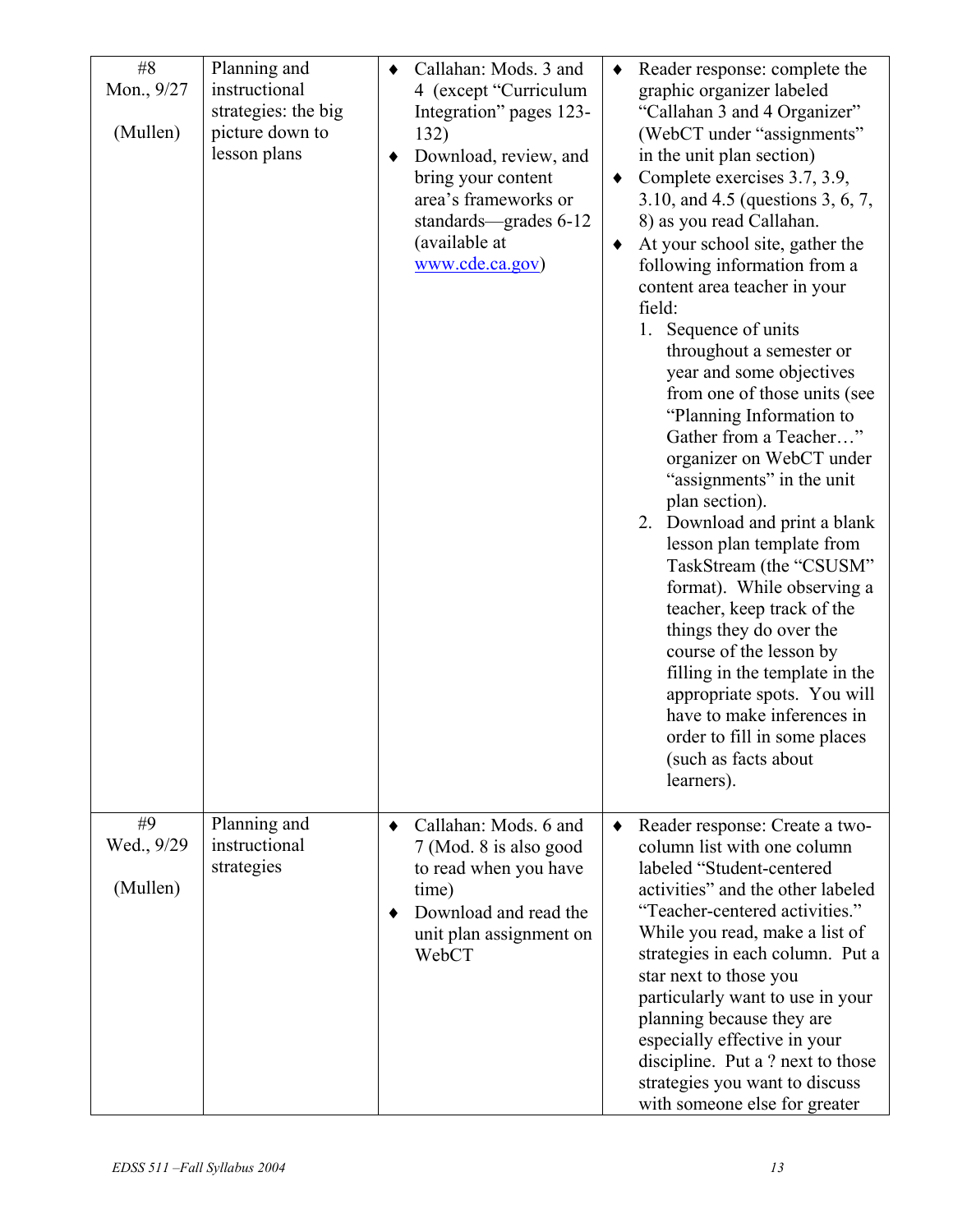| #8 Mon., 9/27 (Mullen) | Planning and instructional strategies: the big picture down to lesson plans | ♦ Callahan: Mods. 3 and 4 (except "Curriculum Integration" pages 123-132)<br>♦ Download, review, and bring your content area's frameworks or standards—grades 6-12 (available at www.cde.ca.gov) | ♦ Reader response: complete the graphic organizer labeled "Callahan 3 and 4 Organizer" (WebCT under "assignments" in the unit plan section)<br>♦ Complete exercises 3.7, 3.9, 3.10, and 4.5 (questions 3, 6, 7, 8) as you read Callahan.<br>♦ At your school site, gather the following information from a content area teacher in your field:<br>1. Sequence of units throughout a semester or year and some objectives from one of those units (see "Planning Information to Gather from a Teacher…" organizer on WebCT under "assignments" in the unit plan section).<br>2. Download and print a blank lesson plan template from TaskStream (the "CSUSM" format). While observing a teacher, keep track of the things they do over the course of the lesson by filling in the template in the appropriate spots. You will have to make inferences in order to fill in some places (such as facts about learners). |
|---|---|---|---|
| #9 Wed., 9/29 (Mullen) | Planning and instructional strategies | ♦ Callahan: Mods. 6 and 7 (Mod. 8 is also good to read when you have time)<br>♦ Download and read the unit plan assignment on WebCT | ♦ Reader response: Create a two-column list with one column labeled "Student-centered activities" and the other labeled "Teacher-centered activities." While you read, make a list of strategies in each column. Put a star next to those you particularly want to use in your planning because they are especially effective in your discipline. Put a ? next to those strategies you want to discuss with someone else for greater |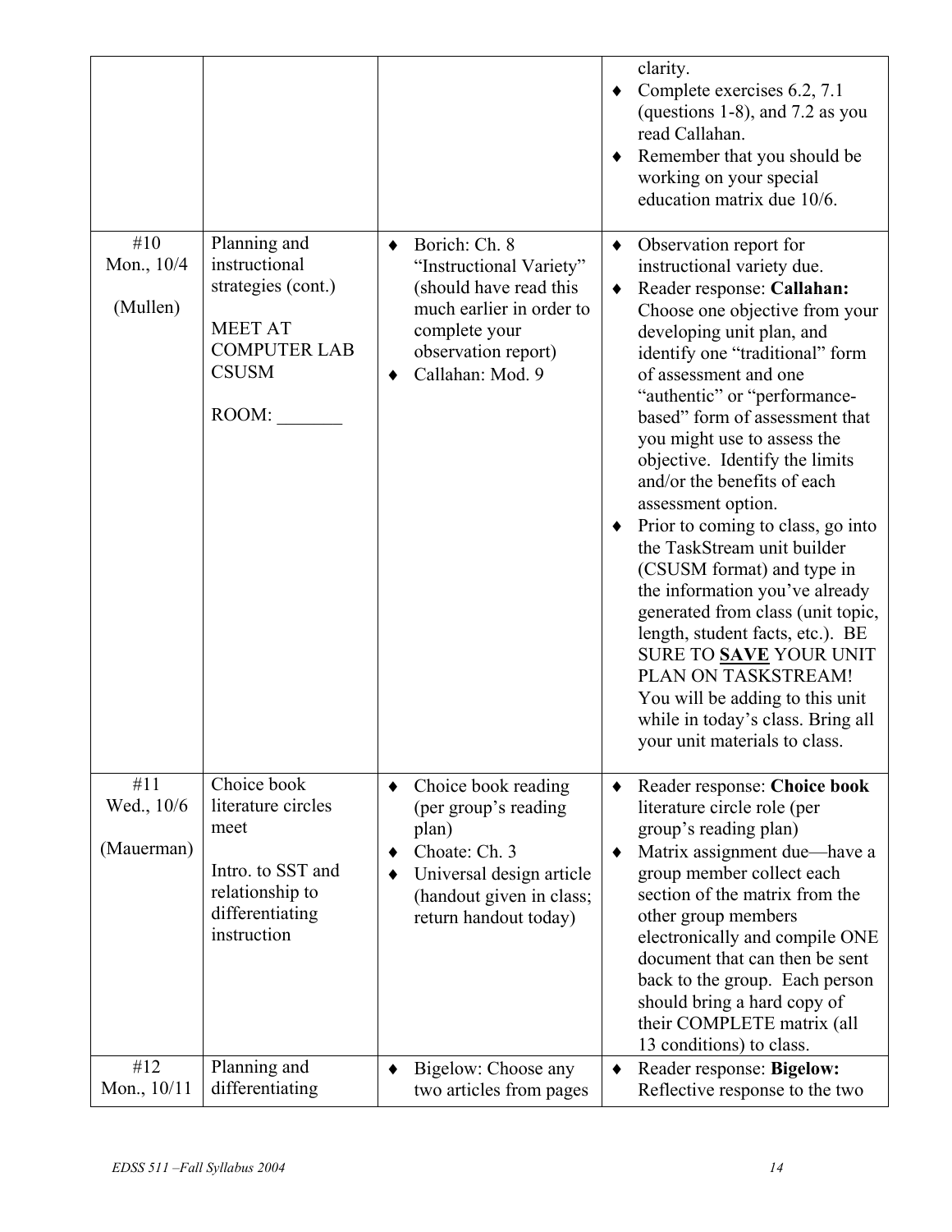| | | | |
|---|---|---|---|
| | | | clarity.<br>♦ Complete exercises 6.2, 7.1 (questions 1-8), and 7.2 as you read Callahan.<br>♦ Remember that you should be working on your special education matrix due 10/6. |
| #10<br>Mon., 10/4<br><br>(Mullen) | Planning and instructional strategies (cont.)<br><br>MEET AT COMPUTER LAB CSUSM<br><br>ROOM: _______ | ♦ Borich: Ch. 8 "Instructional Variety" (should have read this much earlier in order to complete your observation report)<br>♦ Callahan: Mod. 9 | ♦ Observation report for instructional variety due.<br>♦ Reader response: **Callahan:** Choose one objective from your developing unit plan, and identify one "traditional" form of assessment and one "authentic" or "performance-based" form of assessment that you might use to assess the objective. Identify the limits and/or the benefits of each assessment option.<br>♦ Prior to coming to class, go into the TaskStream unit builder (CSUSM format) and type in the information you've already generated from class (unit topic, length, student facts, etc.). BE SURE TO **<u>SAVE</u>** YOUR UNIT PLAN ON TASKSTREAM! You will be adding to this unit while in today's class. Bring all your unit materials to class. |
| #11<br>Wed., 10/6<br><br>(Mauerman) | Choice book literature circles meet<br><br>Intro. to SST and relationship to differentiating instruction | ♦ Choice book reading (per group's reading plan)<br>♦ Choate: Ch. 3<br>♦ Universal design article (handout given in class; return handout today) | ♦ Reader response: **Choice book** literature circle role (per group's reading plan)<br>♦ Matrix assignment due—have a group member collect each section of the matrix from the other group members electronically and compile ONE document that can then be sent back to the group. Each person should bring a hard copy of their COMPLETE matrix (all 13 conditions) to class. |
| #12<br>Mon., 10/11 | Planning and differentiating | ♦ Bigelow: Choose any two articles from pages | ♦ Reader response: **Bigelow:** Reflective response to the two |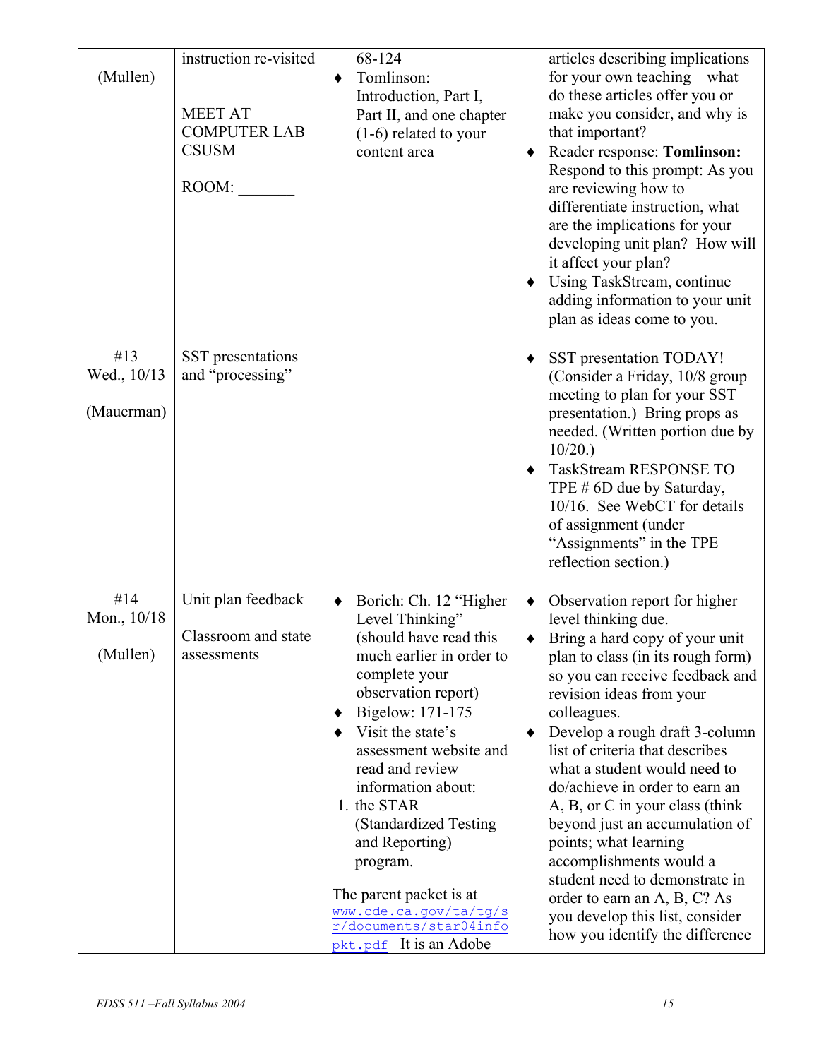| | | | |
|---|---|---|---|
| (Mullen) | instruction re-visited<br><br>MEET AT COMPUTER LAB CSUSM<br><br>ROOM: _______ | 68-124<br>♦ Tomlinson: Introduction, Part I, Part II, and one chapter (1-6) related to your content area | articles describing implications for your own teaching—what do these articles offer you or make you consider, and why is that important?<br>♦ Reader response: **Tomlinson:** Respond to this prompt: As you are reviewing how to differentiate instruction, what are the implications for your developing unit plan? How will it affect your plan?<br>♦ Using TaskStream, continue adding information to your unit plan as ideas come to you. |
| #13<br>Wed., 10/13<br><br>(Mauerman) | SST presentations and "processing" | | ♦ SST presentation TODAY! (Consider a Friday, 10/8 group meeting to plan for your SST presentation.) Bring props as needed. (Written portion due by 10/20.)<br>♦ TaskStream RESPONSE TO TPE # 6D due by Saturday, 10/16. See WebCT for details of assignment (under "Assignments" in the TPE reflection section.) |
| #14<br>Mon., 10/18<br><br>(Mullen) | Unit plan feedback<br><br>Classroom and state assessments | ♦ Borich: Ch. 12 "Higher Level Thinking" (should have read this much earlier in order to complete your observation report)<br>♦ Bigelow: 171-175<br>♦ Visit the state's assessment website and read and review information about:<br>1. the STAR (Standardized Testing and Reporting) program.<br><br>The parent packet is at www.cde.ca.gov/ta/tg/sr/documents/star04infopkt.pdf It is an Adobe | ♦ Observation report for higher level thinking due.<br>♦ Bring a hard copy of your unit plan to class (in its rough form) so you can receive feedback and revision ideas from your colleagues.<br>♦ Develop a rough draft 3-column list of criteria that describes what a student would need to do/achieve in order to earn an A, B, or C in your class (think beyond just an accumulation of points; what learning accomplishments would a student need to demonstrate in order to earn an A, B, C? As you develop this list, consider how you identify the difference |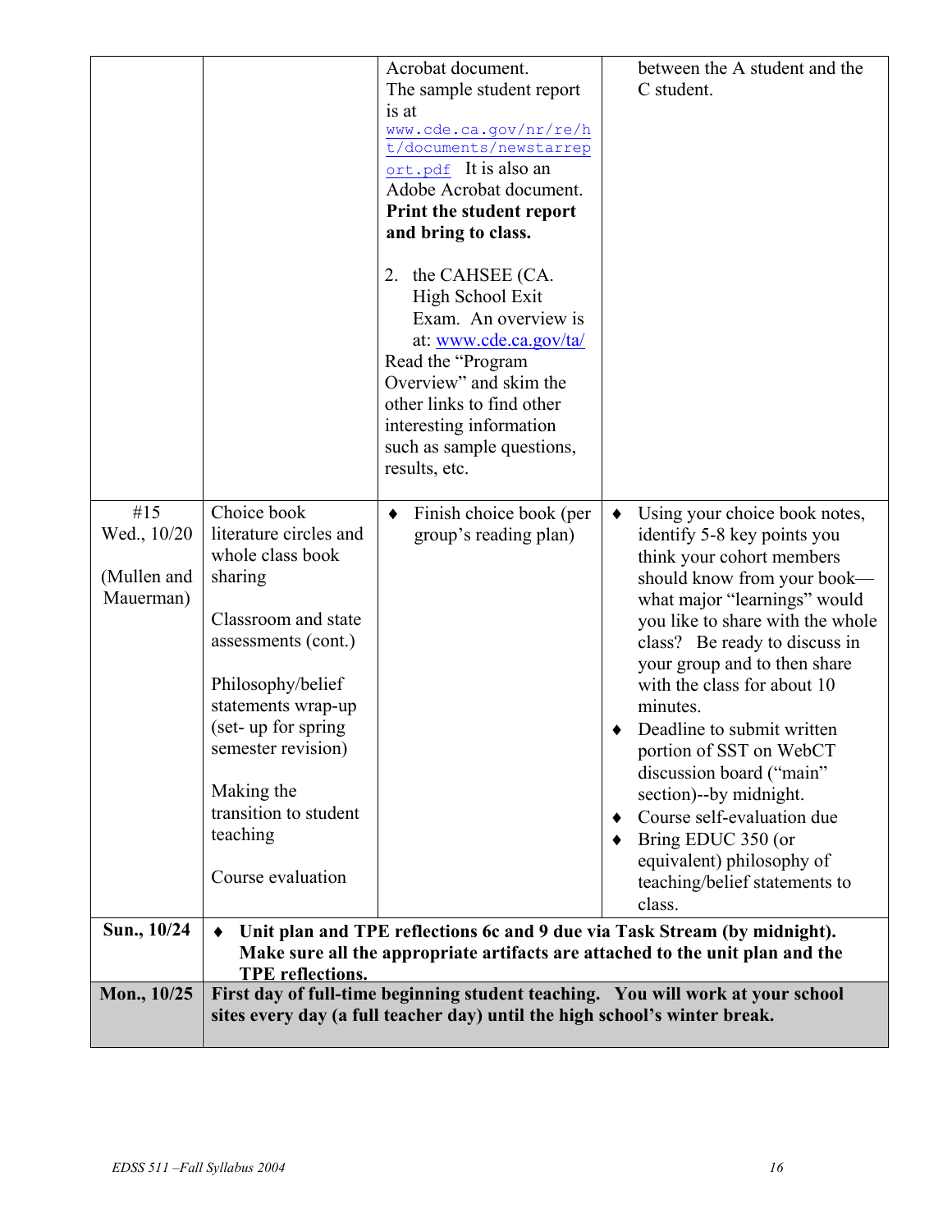| | | | |
|---|---|---|---|
| | | Acrobat document. The sample student report is at www.cde.ca.gov/nr/re/ht/documents/newstarreport.pdf It is also an Adobe Acrobat document. **Print the student report and bring to class.**<br><br>2. the CAHSEE (CA. High School Exit Exam. An overview is at: www.cde.ca.gov/ta/<br>Read the "Program Overview" and skim the other links to find other interesting information such as sample questions, results, etc. | between the A student and the C student. |
| #15 Wed., 10/20<br><br>(Mullen and Mauerman) | Choice book literature circles and whole class book sharing<br><br>Classroom and state assessments (cont.)<br><br>Philosophy/belief statements wrap-up (set- up for spring semester revision)<br><br>Making the transition to student teaching<br><br>Course evaluation | ♦ Finish choice book (per group's reading plan) | ♦ Using your choice book notes, identify 5-8 key points you think your cohort members should know from your book—what major "learnings" would you like to share with the whole class? Be ready to discuss in your group and to then share with the class for about 10 minutes.<br>♦ Deadline to submit written portion of SST on WebCT discussion board ("main" section)--by midnight.<br>♦ Course self-evaluation due<br>♦ Bring EDUC 350 (or equivalent) philosophy of teaching/belief statements to class. |
| **Sun., 10/24** | ♦ **Unit plan and TPE reflections 6c and 9 due via Task Stream (by midnight). Make sure all the appropriate artifacts are attached to the unit plan and the TPE reflections.** | | |
| **Mon., 10/25** | **First day of full-time beginning student teaching. You will work at your school sites every day (a full teacher day) until the high school's winter break.** | | |